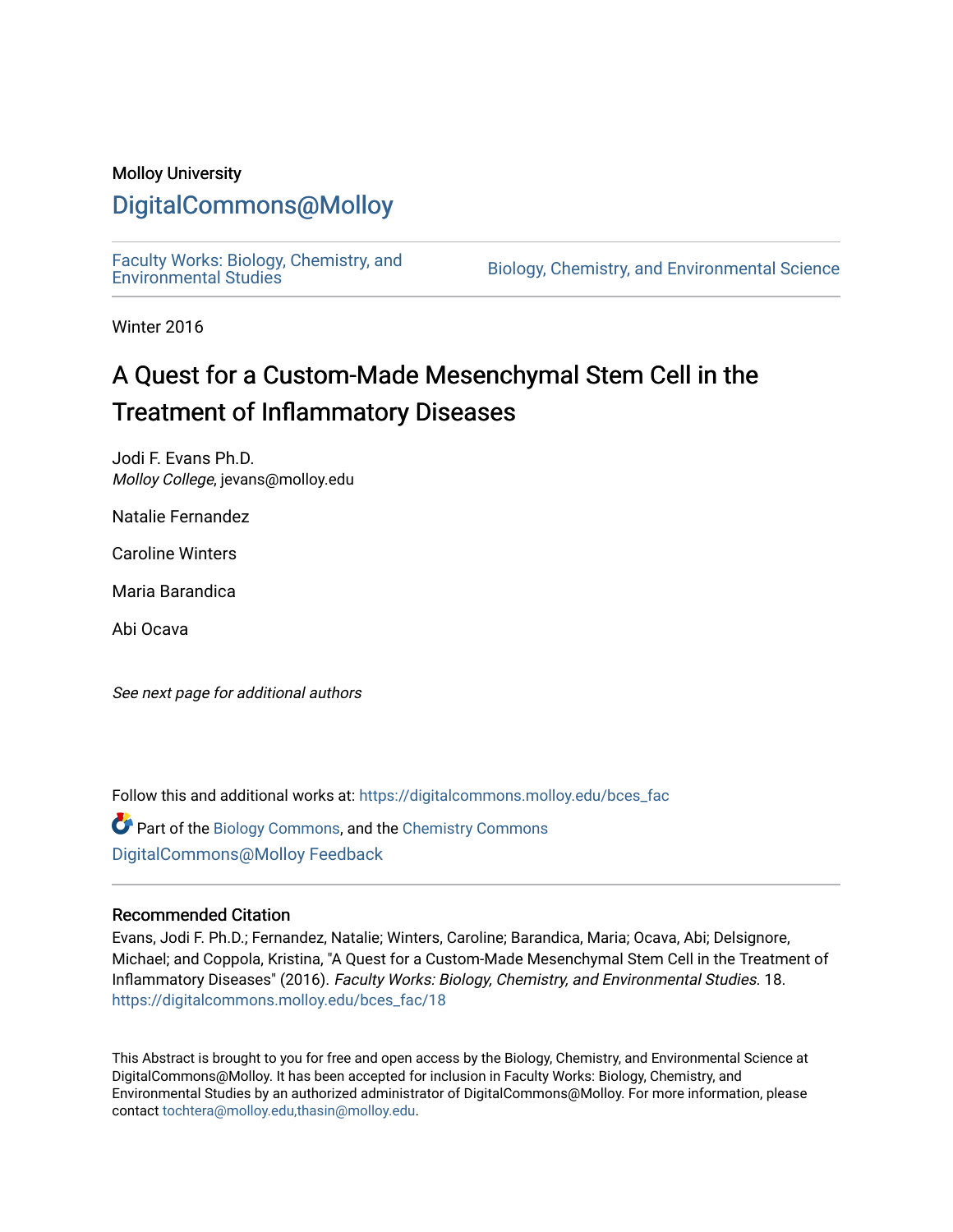Molloy University

## DigitalCommons@Molloy

Faculty Works: Biology, Chemistry, and Environmental Studies

Biology, Chemistry, and Environmental Science

Winter 2016

# A Quest for a Custom-Made Mesenchymal Stem Cell in the Treatment of Inflammatory Diseases

Jodi F. Evans Ph.D.
*Molloy College*, jevans@molloy.edu

Natalie Fernandez

Caroline Winters

Maria Barandica

Abi Ocava

*See next page for additional authors*

Follow this and additional works at: https://digitalcommons.molloy.edu/bces_fac

Part of the Biology Commons, and the Chemistry Commons

DigitalCommons@Molloy Feedback

### Recommended Citation

Evans, Jodi F. Ph.D.; Fernandez, Natalie; Winters, Caroline; Barandica, Maria; Ocava, Abi; Delsignore, Michael; and Coppola, Kristina, "A Quest for a Custom-Made Mesenchymal Stem Cell in the Treatment of Inflammatory Diseases" (2016). *Faculty Works: Biology, Chemistry, and Environmental Studies*. 18.
https://digitalcommons.molloy.edu/bces_fac/18

This Abstract is brought to you for free and open access by the Biology, Chemistry, and Environmental Science at DigitalCommons@Molloy. It has been accepted for inclusion in Faculty Works: Biology, Chemistry, and Environmental Studies by an authorized administrator of DigitalCommons@Molloy. For more information, please contact tochtera@molloy.edu,thasin@molloy.edu.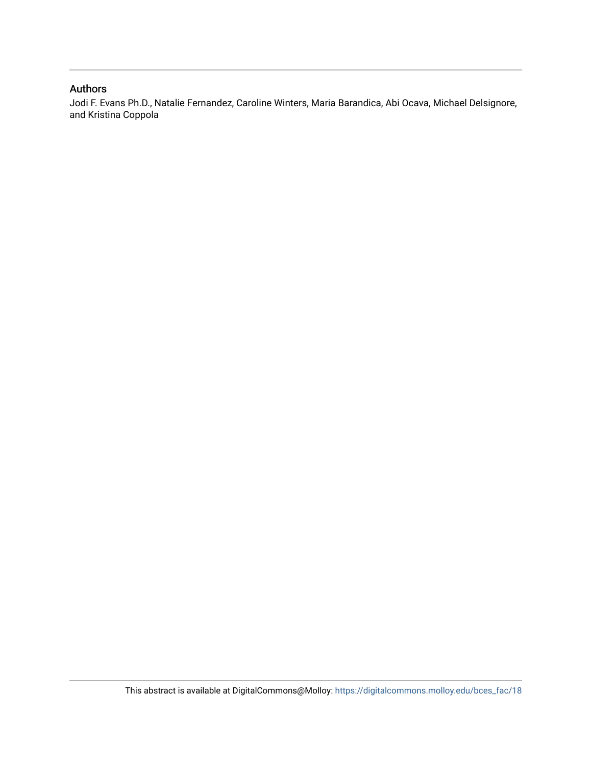### Authors

Jodi F. Evans Ph.D., Natalie Fernandez, Caroline Winters, Maria Barandica, Abi Ocava, Michael Delsignore, and Kristina Coppola

This abstract is available at DigitalCommons@Molloy: https://digitalcommons.molloy.edu/bces_fac/18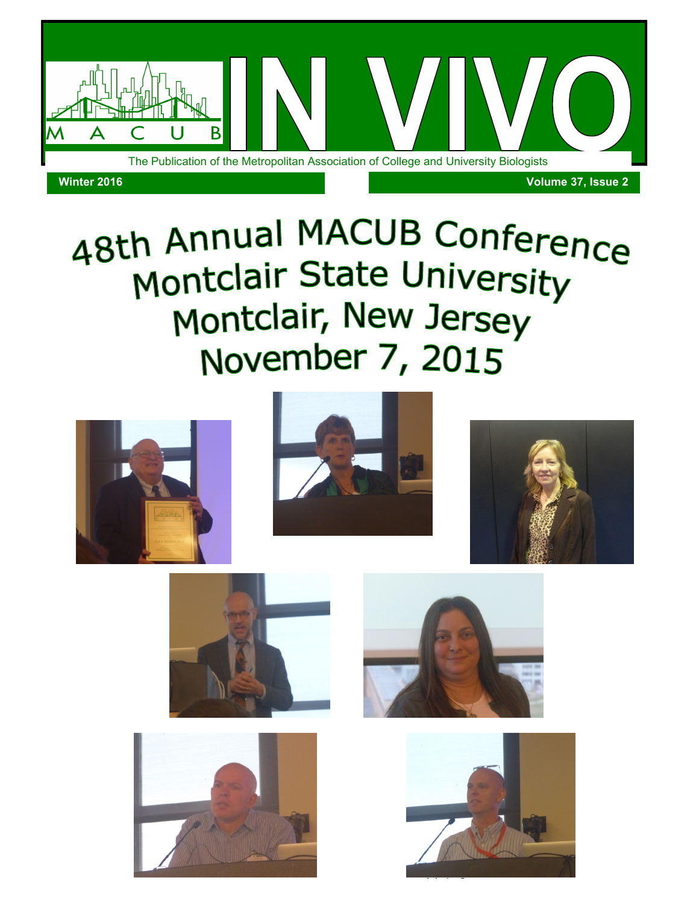# IN VIVO

M A C U B

The Publication of the Metropolitan Association of College and University Biologists

**Winter 2016** **Volume 37, Issue 2**

# 48th Annual MACUB Conference
# Montclair State University
# Montclair, New Jersey
# November 7, 2015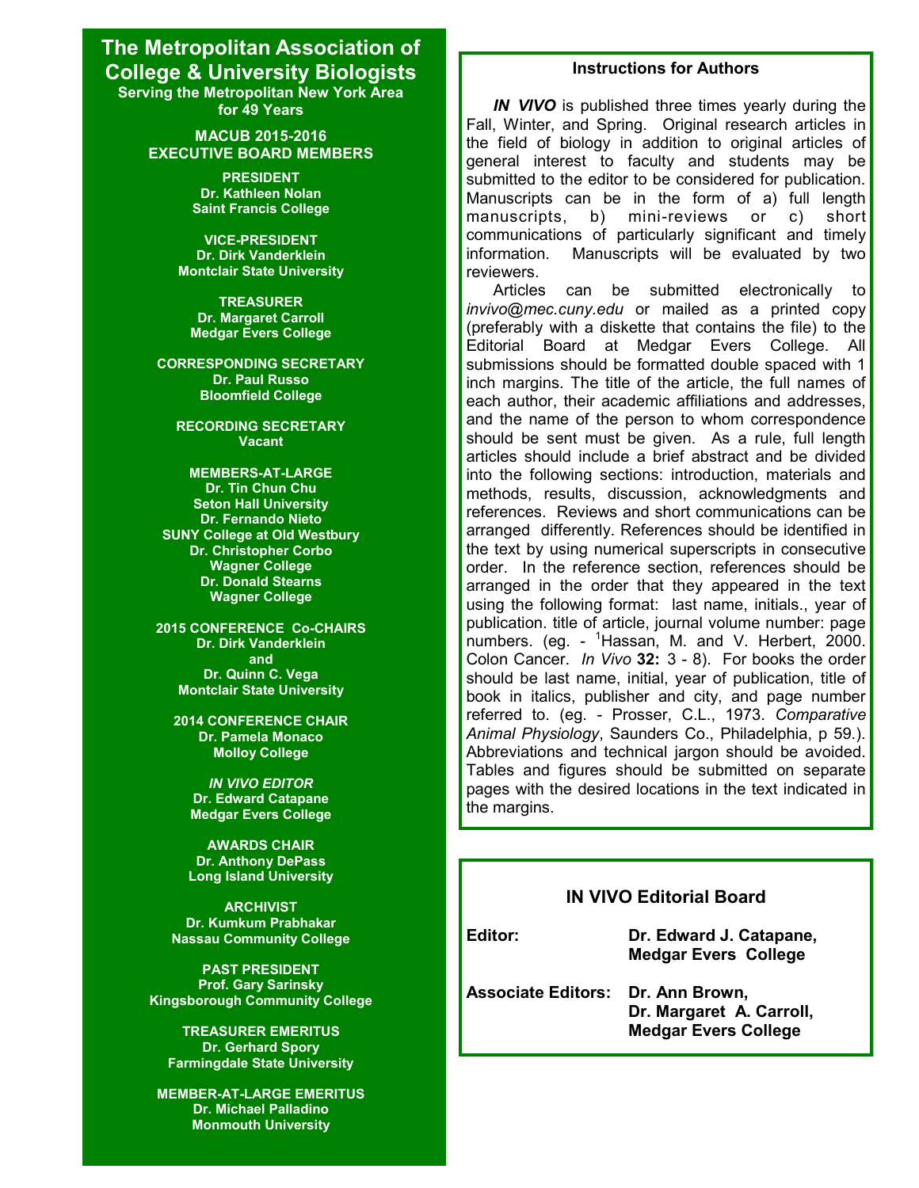# The Metropolitan Association of College & University Biologists

**Serving the Metropolitan New York Area for 49 Years**

## MACUB 2015-2016 EXECUTIVE BOARD MEMBERS

**PRESIDENT**
Dr. Kathleen Nolan
Saint Francis College

**VICE-PRESIDENT**
Dr. Dirk Vanderklein
Montclair State University

**TREASURER**
Dr. Margaret Carroll
Medgar Evers College

**CORRESPONDING SECRETARY**
Dr. Paul Russo
Bloomfield College

**RECORDING SECRETARY**
Vacant

**MEMBERS-AT-LARGE**
Dr. Tin Chun Chu
Seton Hall University
Dr. Fernando Nieto
SUNY College at Old Westbury
Dr. Christopher Corbo
Wagner College
Dr. Donald Stearns
Wagner College

**2015 CONFERENCE Co-CHAIRS**
Dr. Dirk Vanderklein
and
Dr. Quinn C. Vega
Montclair State University

**2014 CONFERENCE CHAIR**
Dr. Pamela Monaco
Molloy College

***IN VIVO* EDITOR**
Dr. Edward Catapane
Medgar Evers College

**AWARDS CHAIR**
Dr. Anthony DePass
Long Island University

**ARCHIVIST**
Dr. Kumkum Prabhakar
Nassau Community College

**PAST PRESIDENT**
Prof. Gary Sarinsky
Kingsborough Community College

**TREASURER EMERITUS**
Dr. Gerhard Spory
Farmingdale State University

**MEMBER-AT-LARGE EMERITUS**
Dr. Michael Palladino
Monmouth University

## Instructions for Authors

***IN VIVO*** is published three times yearly during the Fall, Winter, and Spring. Original research articles in the field of biology in addition to original articles of general interest to faculty and students may be submitted to the editor to be considered for publication. Manuscripts can be in the form of a) full length manuscripts, b) mini-reviews or c) short communications of particularly significant and timely information. Manuscripts will be evaluated by two reviewers.

Articles can be submitted electronically to *invivo@mec.cuny.edu* or mailed as a printed copy (preferably with a diskette that contains the file) to the Editorial Board at Medgar Evers College. All submissions should be formatted double spaced with 1 inch margins. The title of the article, the full names of each author, their academic affiliations and addresses, and the name of the person to whom correspondence should be sent must be given. As a rule, full length articles should include a brief abstract and be divided into the following sections: introduction, materials and methods, results, discussion, acknowledgments and references. Reviews and short communications can be arranged differently. References should be identified in the text by using numerical superscripts in consecutive order. In the reference section, references should be arranged in the order that they appeared in the text using the following format: last name, initials., year of publication. title of article, journal volume number: page numbers. (eg. - [1]Hassan, M. and V. Herbert, 2000. Colon Cancer. *In Vivo* **32:** 3 - 8). For books the order should be last name, initial, year of publication, title of book in italics, publisher and city, and page number referred to. (eg. - Prosser, C.L., 1973. *Comparative Animal Physiology*, Saunders Co., Philadelphia, p 59.). Abbreviations and technical jargon should be avoided. Tables and figures should be submitted on separate pages with the desired locations in the text indicated in the margins.

## IN VIVO Editorial Board

**Editor:** Dr. Edward J. Catapane, Medgar Evers College

**Associate Editors:** Dr. Ann Brown, Dr. Margaret A. Carroll, Medgar Evers College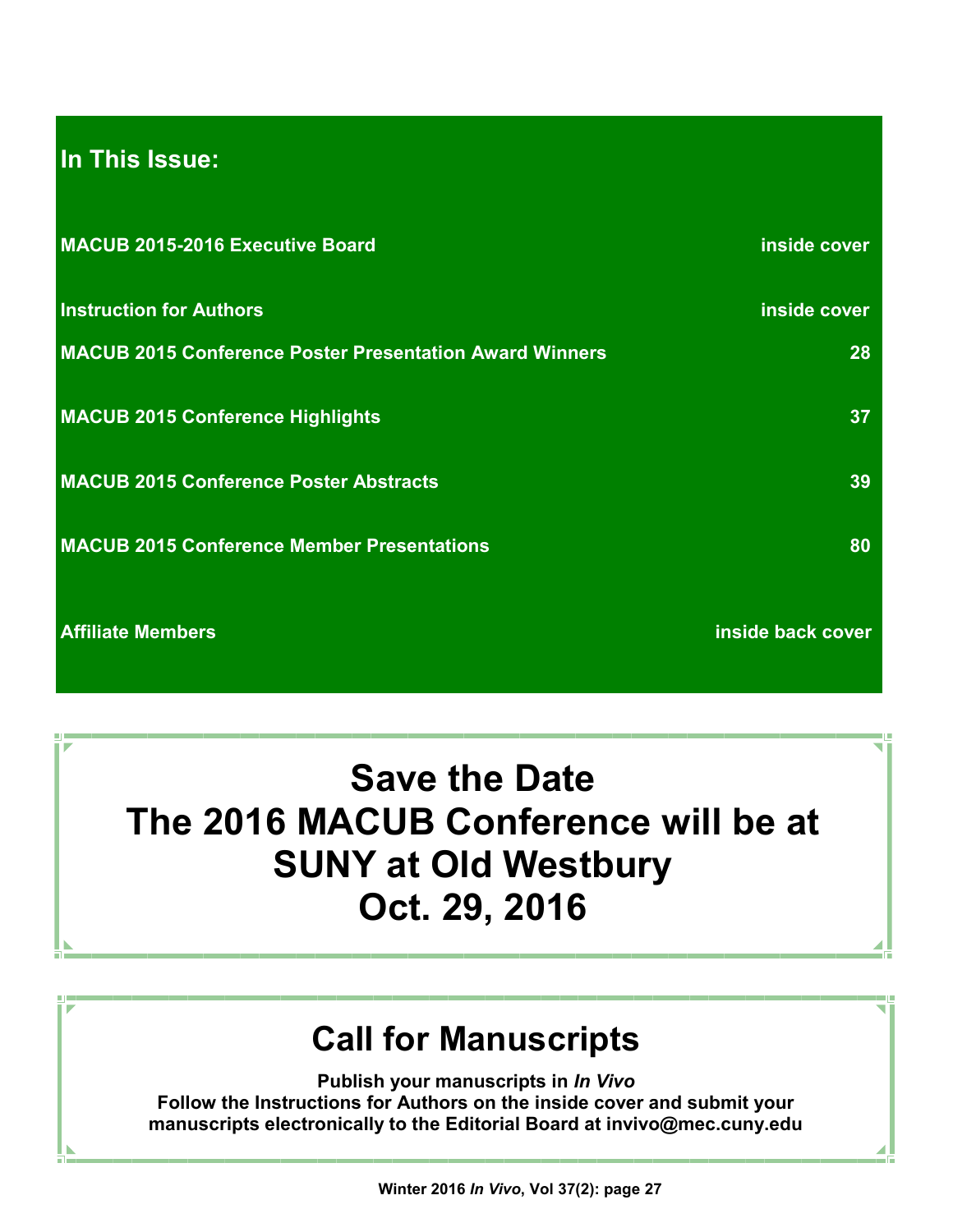## In This Issue:

| | |
|---|---|
| **MACUB 2015-2016 Executive Board** | **inside cover** |
| **Instruction for Authors** | **inside cover** |
| **MACUB 2015 Conference Poster Presentation Award Winners** | **28** |
| **MACUB 2015 Conference Highlights** | **37** |
| **MACUB 2015 Conference Poster Abstracts** | **39** |
| **MACUB 2015 Conference Member Presentations** | **80** |
| **Affiliate Members** | **inside back cover** |

# Save the Date
# The 2016 MACUB Conference will be at SUNY at Old Westbury
# Oct. 29, 2016

## Call for Manuscripts

**Publish your manuscripts in *In Vivo***
**Follow the Instructions for Authors on the inside cover and submit your manuscripts electronically to the Editorial Board at invivo@mec.cuny.edu**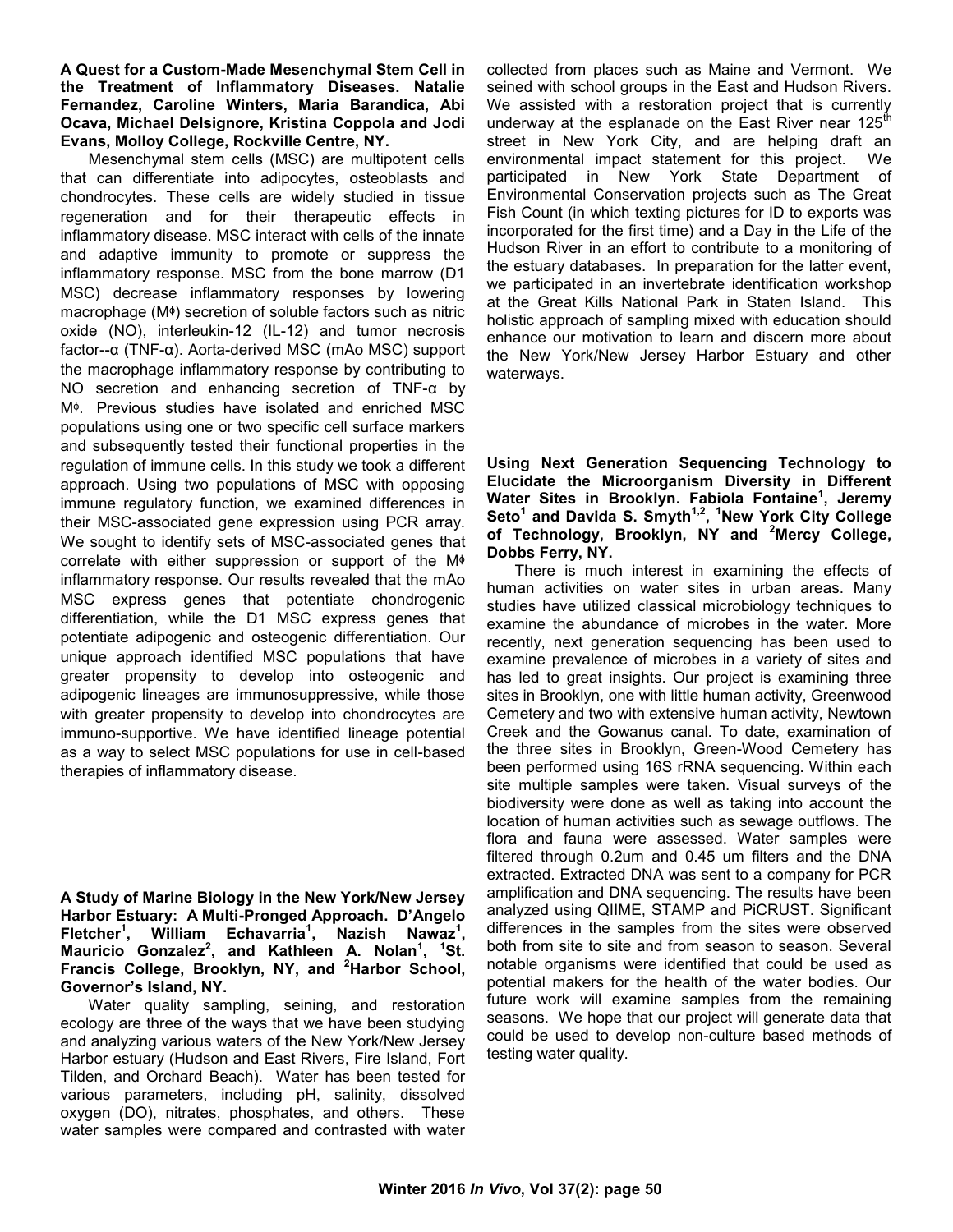**A Quest for a Custom-Made Mesenchymal Stem Cell in the Treatment of Inflammatory Diseases. Natalie Fernandez, Caroline Winters, Maria Barandica, Abi Ocava, Michael Delsignore, Kristina Coppola and Jodi Evans, Molloy College, Rockville Centre, NY.**

Mesenchymal stem cells (MSC) are multipotent cells that can differentiate into adipocytes, osteoblasts and chondrocytes. These cells are widely studied in tissue regeneration and for their therapeutic effects in inflammatory disease. MSC interact with cells of the innate and adaptive immunity to promote or suppress the inflammatory response. MSC from the bone marrow (D1 MSC) decrease inflammatory responses by lowering macrophage (Mϕ) secretion of soluble factors such as nitric oxide (NO), interleukin-12 (IL-12) and tumor necrosis factor--α (TNF-α). Aorta-derived MSC (mAo MSC) support the macrophage inflammatory response by contributing to NO secretion and enhancing secretion of TNF-α by Mϕ. Previous studies have isolated and enriched MSC populations using one or two specific cell surface markers and subsequently tested their functional properties in the regulation of immune cells. In this study we took a different approach. Using two populations of MSC with opposing immune regulatory function, we examined differences in their MSC-associated gene expression using PCR array. We sought to identify sets of MSC-associated genes that correlate with either suppression or support of the Mϕ inflammatory response. Our results revealed that the mAo MSC express genes that potentiate chondrogenic differentiation, while the D1 MSC express genes that potentiate adipogenic and osteogenic differentiation. Our unique approach identified MSC populations that have greater propensity to develop into osteogenic and adipogenic lineages are immunosuppressive, while those with greater propensity to develop into chondrocytes are immuno-supportive. We have identified lineage potential as a way to select MSC populations for use in cell-based therapies of inflammatory disease.

**A Study of Marine Biology in the New York/New Jersey Harbor Estuary: A Multi-Pronged Approach. D'Angelo Fletcher[1], William Echavarria[1], Nazish Nawaz[1], Mauricio Gonzalez[2], and Kathleen A. Nolan[1], [1]St. Francis College, Brooklyn, NY, and [2]Harbor School, Governor's Island, NY.**

Water quality sampling, seining, and restoration ecology are three of the ways that we have been studying and analyzing various waters of the New York/New Jersey Harbor estuary (Hudson and East Rivers, Fire Island, Fort Tilden, and Orchard Beach). Water has been tested for various parameters, including pH, salinity, dissolved oxygen (DO), nitrates, phosphates, and others. These water samples were compared and contrasted with water collected from places such as Maine and Vermont. We seined with school groups in the East and Hudson Rivers. We assisted with a restoration project that is currently underway at the esplanade on the East River near 125$^{th}$ street in New York City, and are helping draft an environmental impact statement for this project. We participated in New York State Department of Environmental Conservation projects such as The Great Fish Count (in which texting pictures for ID to exports was incorporated for the first time) and a Day in the Life of the Hudson River in an effort to contribute to a monitoring of the estuary databases. In preparation for the latter event, we participated in an invertebrate identification workshop at the Great Kills National Park in Staten Island. This holistic approach of sampling mixed with education should enhance our motivation to learn and discern more about the New York/New Jersey Harbor Estuary and other waterways.

**Using Next Generation Sequencing Technology to Elucidate the Microorganism Diversity in Different Water Sites in Brooklyn. Fabiola Fontaine[1], Jeremy Seto[1] and Davida S. Smyth[1,2], [1]New York City College of Technology, Brooklyn, NY and [2]Mercy College, Dobbs Ferry, NY.**

There is much interest in examining the effects of human activities on water sites in urban areas. Many studies have utilized classical microbiology techniques to examine the abundance of microbes in the water. More recently, next generation sequencing has been used to examine prevalence of microbes in a variety of sites and has led to great insights. Our project is examining three sites in Brooklyn, one with little human activity, Greenwood Cemetery and two with extensive human activity, Newtown Creek and the Gowanus canal. To date, examination of the three sites in Brooklyn, Green-Wood Cemetery has been performed using 16S rRNA sequencing. Within each site multiple samples were taken. Visual surveys of the biodiversity were done as well as taking into account the location of human activities such as sewage outflows. The flora and fauna were assessed. Water samples were filtered through 0.2um and 0.45 um filters and the DNA extracted. Extracted DNA was sent to a company for PCR amplification and DNA sequencing. The results have been analyzed using QIIME, STAMP and PiCRUST. Significant differences in the samples from the sites were observed both from site to site and from season to season. Several notable organisms were identified that could be used as potential makers for the health of the water bodies. Our future work will examine samples from the remaining seasons. We hope that our project will generate data that could be used to develop non-culture based methods of testing water quality.